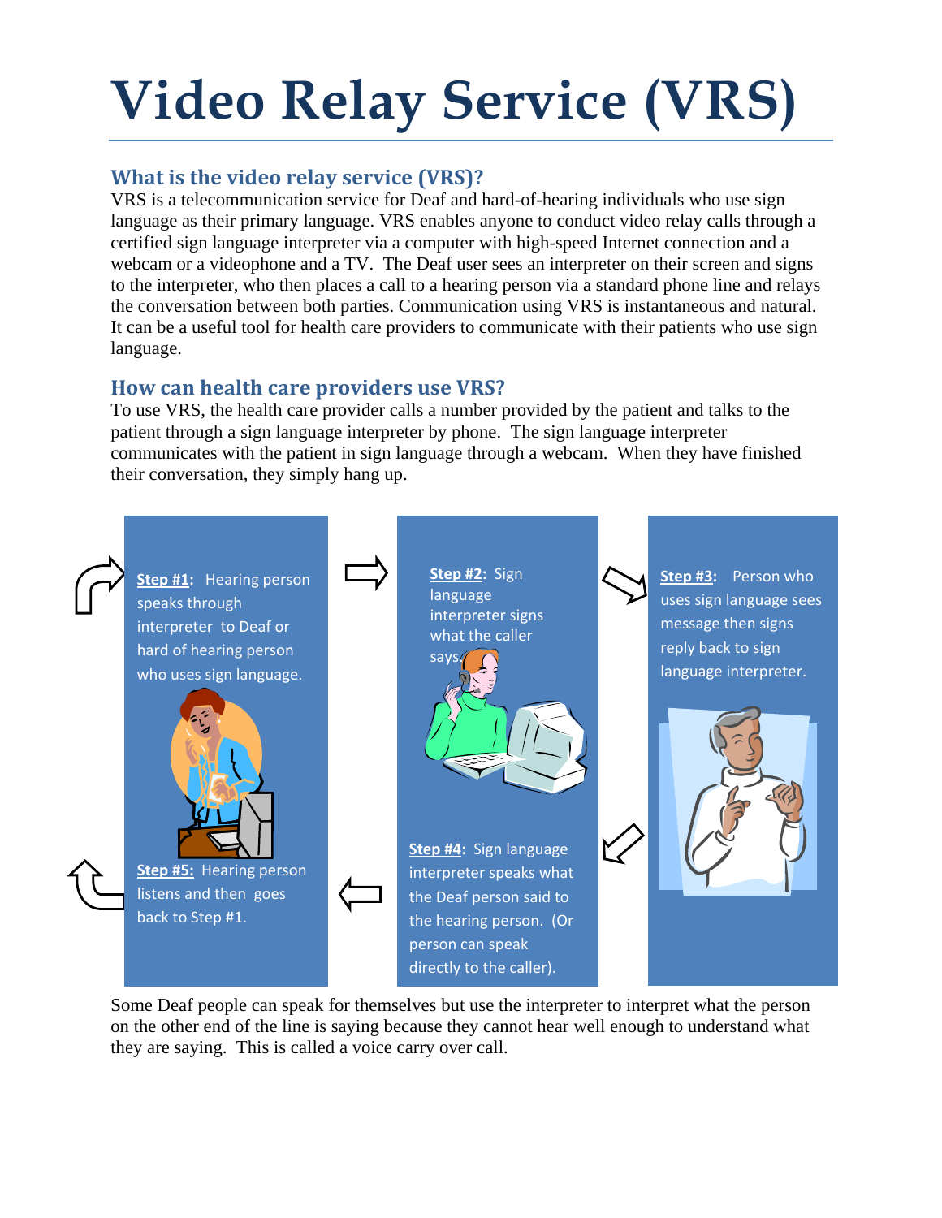# Video Relay Service (VRS)

## What is the video relay service (VRS)?

VRS is a telecommunication service for Deaf and hard-of-hearing individuals who use sign language as their primary language. VRS enables anyone to conduct video relay calls through a certified sign language interpreter via a computer with high-speed Internet connection and a webcam or a videophone and a TV. The Deaf user sees an interpreter on their screen and signs to the interpreter, who then places a call to a hearing person via a standard phone line and relays the conversation between both parties. Communication using VRS is instantaneous and natural. It can be a useful tool for health care providers to communicate with their patients who use sign language.

## How can health care providers use VRS?

To use VRS, the health care provider calls a number provided by the patient and talks to the patient through a sign language interpreter by phone. The sign language interpreter communicates with the patient in sign language through a webcam. When they have finished their conversation, they simply hang up.

**Step #1:** Hearing person speaks through interpreter to Deaf or hard of hearing person who uses sign language.

**Step #2:** Sign language interpreter signs what the caller says

**Step #3:** Person who uses sign language sees message then signs reply back to sign language interpreter.

**Step #4:** Sign language interpreter speaks what the Deaf person said to the hearing person. (Or person can speak directly to the caller).

**Step #5:** Hearing person listens and then goes back to Step #1.

Some Deaf people can speak for themselves but use the interpreter to interpret what the person on the other end of the line is saying because they cannot hear well enough to understand what they are saying. This is called a voice carry over call.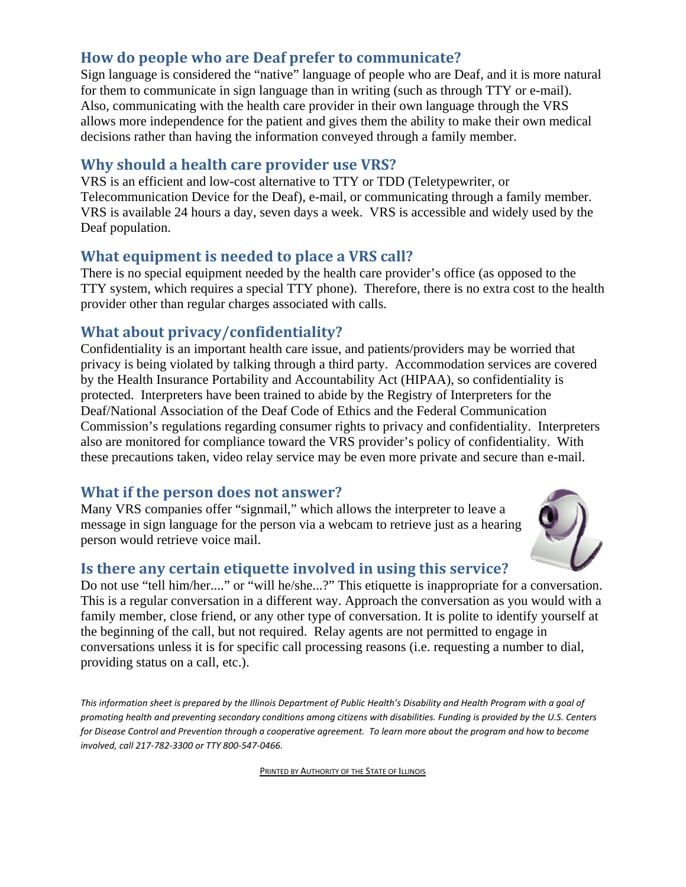## How do people who are Deaf prefer to communicate?

Sign language is considered the "native" language of people who are Deaf, and it is more natural for them to communicate in sign language than in writing (such as through TTY or e-mail). Also, communicating with the health care provider in their own language through the VRS allows more independence for the patient and gives them the ability to make their own medical decisions rather than having the information conveyed through a family member.

## Why should a health care provider use VRS?

VRS is an efficient and low-cost alternative to TTY or TDD (Teletypewriter, or Telecommunication Device for the Deaf), e-mail, or communicating through a family member. VRS is available 24 hours a day, seven days a week. VRS is accessible and widely used by the Deaf population.

## What equipment is needed to place a VRS call?

There is no special equipment needed by the health care provider's office (as opposed to the TTY system, which requires a special TTY phone). Therefore, there is no extra cost to the health provider other than regular charges associated with calls.

## What about privacy/confidentiality?

Confidentiality is an important health care issue, and patients/providers may be worried that privacy is being violated by talking through a third party. Accommodation services are covered by the Health Insurance Portability and Accountability Act (HIPAA), so confidentiality is protected. Interpreters have been trained to abide by the Registry of Interpreters for the Deaf/National Association of the Deaf Code of Ethics and the Federal Communication Commission's regulations regarding consumer rights to privacy and confidentiality. Interpreters also are monitored for compliance toward the VRS provider's policy of confidentiality. With these precautions taken, video relay service may be even more private and secure than e-mail.

## What if the person does not answer?

Many VRS companies offer "signmail," which allows the interpreter to leave a message in sign language for the person via a webcam to retrieve just as a hearing person would retrieve voice mail.

## Is there any certain etiquette involved in using this service?

Do not use "tell him/her...." or "will he/she...?" This etiquette is inappropriate for a conversation. This is a regular conversation in a different way. Approach the conversation as you would with a family member, close friend, or any other type of conversation. It is polite to identify yourself at the beginning of the call, but not required. Relay agents are not permitted to engage in conversations unless it is for specific call processing reasons (i.e. requesting a number to dial, providing status on a call, etc.).

*This information sheet is prepared by the Illinois Department of Public Health's Disability and Health Program with a goal of promoting health and preventing secondary conditions among citizens with disabilities. Funding is provided by the U.S. Centers for Disease Control and Prevention through a cooperative agreement. To learn more about the program and how to become involved, call 217-782-3300 or TTY 800-547-0466.*

PRINTED BY AUTHORITY OF THE STATE OF ILLINOIS